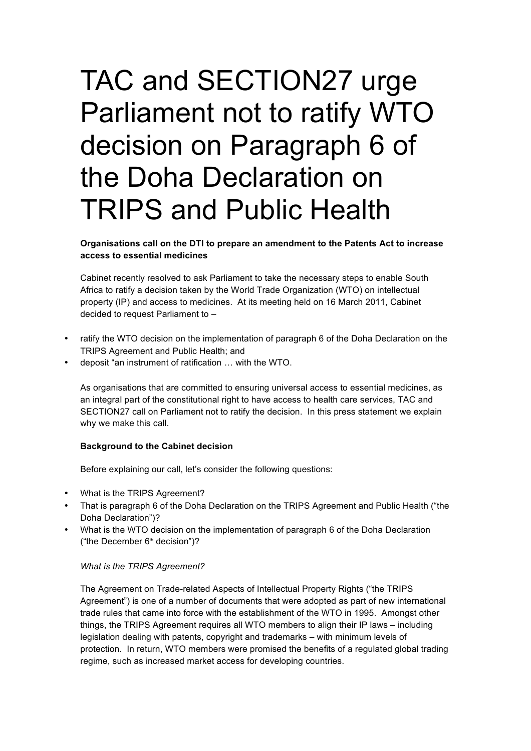# TAC and SECTION27 urge Parliament not to ratify WTO decision on Paragraph 6 of the Doha Declaration on TRIPS and Public Health

**Organisations call on the DTI to prepare an amendment to the Patents Act to increase access to essential medicines**

Cabinet recently resolved to ask Parliament to take the necessary steps to enable South Africa to ratify a decision taken by the World Trade Organization (WTO) on intellectual property (IP) and access to medicines. At its meeting held on 16 March 2011, Cabinet decided to request Parliament to –

- ratify the WTO decision on the implementation of paragraph 6 of the Doha Declaration on the TRIPS Agreement and Public Health; and
- deposit "an instrument of ratification … with the WTO.

As organisations that are committed to ensuring universal access to essential medicines, as an integral part of the constitutional right to have access to health care services, TAC and SECTION27 call on Parliament not to ratify the decision. In this press statement we explain why we make this call.

**Background to the Cabinet decision**

Before explaining our call, let's consider the following questions:

- What is the TRIPS Agreement?
- That is paragraph 6 of the Doha Declaration on the TRIPS Agreement and Public Health ("the Doha Declaration")?
- What is the WTO decision on the implementation of paragraph 6 of the Doha Declaration ("the December 6th decision")?

*What is the TRIPS Agreement?*

The Agreement on Trade-related Aspects of Intellectual Property Rights ("the TRIPS Agreement") is one of a number of documents that were adopted as part of new international trade rules that came into force with the establishment of the WTO in 1995. Amongst other things, the TRIPS Agreement requires all WTO members to align their IP laws – including legislation dealing with patents, copyright and trademarks – with minimum levels of protection. In return, WTO members were promised the benefits of a regulated global trading regime, such as increased market access for developing countries.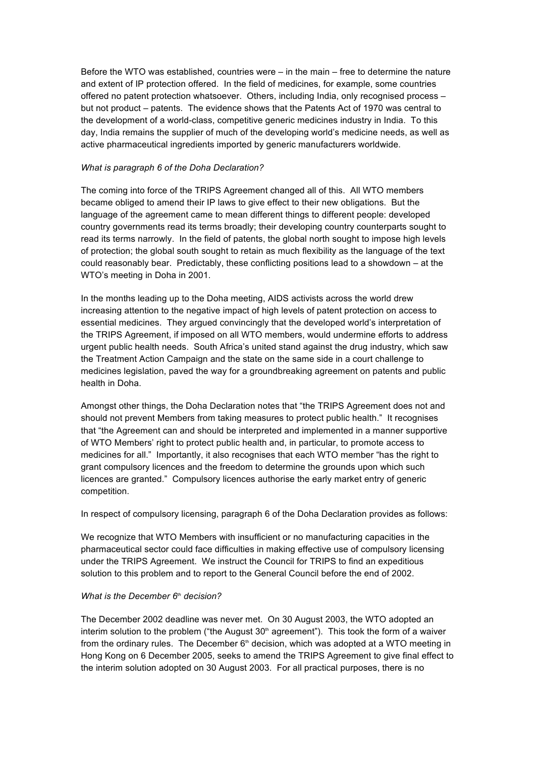Before the WTO was established, countries were – in the main – free to determine the nature and extent of IP protection offered. In the field of medicines, for example, some countries offered no patent protection whatsoever. Others, including India, only recognised process – but not product – patents. The evidence shows that the Patents Act of 1970 was central to the development of a world-class, competitive generic medicines industry in India. To this day, India remains the supplier of much of the developing world's medicine needs, as well as active pharmaceutical ingredients imported by generic manufacturers worldwide.

*What is paragraph 6 of the Doha Declaration?*

The coming into force of the TRIPS Agreement changed all of this. All WTO members became obliged to amend their IP laws to give effect to their new obligations. But the language of the agreement came to mean different things to different people: developed country governments read its terms broadly; their developing country counterparts sought to read its terms narrowly. In the field of patents, the global north sought to impose high levels of protection; the global south sought to retain as much flexibility as the language of the text could reasonably bear. Predictably, these conflicting positions lead to a showdown – at the WTO's meeting in Doha in 2001.

In the months leading up to the Doha meeting, AIDS activists across the world drew increasing attention to the negative impact of high levels of patent protection on access to essential medicines. They argued convincingly that the developed world's interpretation of the TRIPS Agreement, if imposed on all WTO members, would undermine efforts to address urgent public health needs. South Africa's united stand against the drug industry, which saw the Treatment Action Campaign and the state on the same side in a court challenge to medicines legislation, paved the way for a groundbreaking agreement on patents and public health in Doha.

Amongst other things, the Doha Declaration notes that "the TRIPS Agreement does not and should not prevent Members from taking measures to protect public health." It recognises that "the Agreement can and should be interpreted and implemented in a manner supportive of WTO Members' right to protect public health and, in particular, to promote access to medicines for all." Importantly, it also recognises that each WTO member "has the right to grant compulsory licences and the freedom to determine the grounds upon which such licences are granted." Compulsory licences authorise the early market entry of generic competition.

In respect of compulsory licensing, paragraph 6 of the Doha Declaration provides as follows:

We recognize that WTO Members with insufficient or no manufacturing capacities in the pharmaceutical sector could face difficulties in making effective use of compulsory licensing under the TRIPS Agreement. We instruct the Council for TRIPS to find an expeditious solution to this problem and to report to the General Council before the end of 2002.

*What is the December 6th decision?*

The December 2002 deadline was never met. On 30 August 2003, the WTO adopted an interim solution to the problem ("the August 30th agreement"). This took the form of a waiver from the ordinary rules. The December 6th decision, which was adopted at a WTO meeting in Hong Kong on 6 December 2005, seeks to amend the TRIPS Agreement to give final effect to the interim solution adopted on 30 August 2003. For all practical purposes, there is no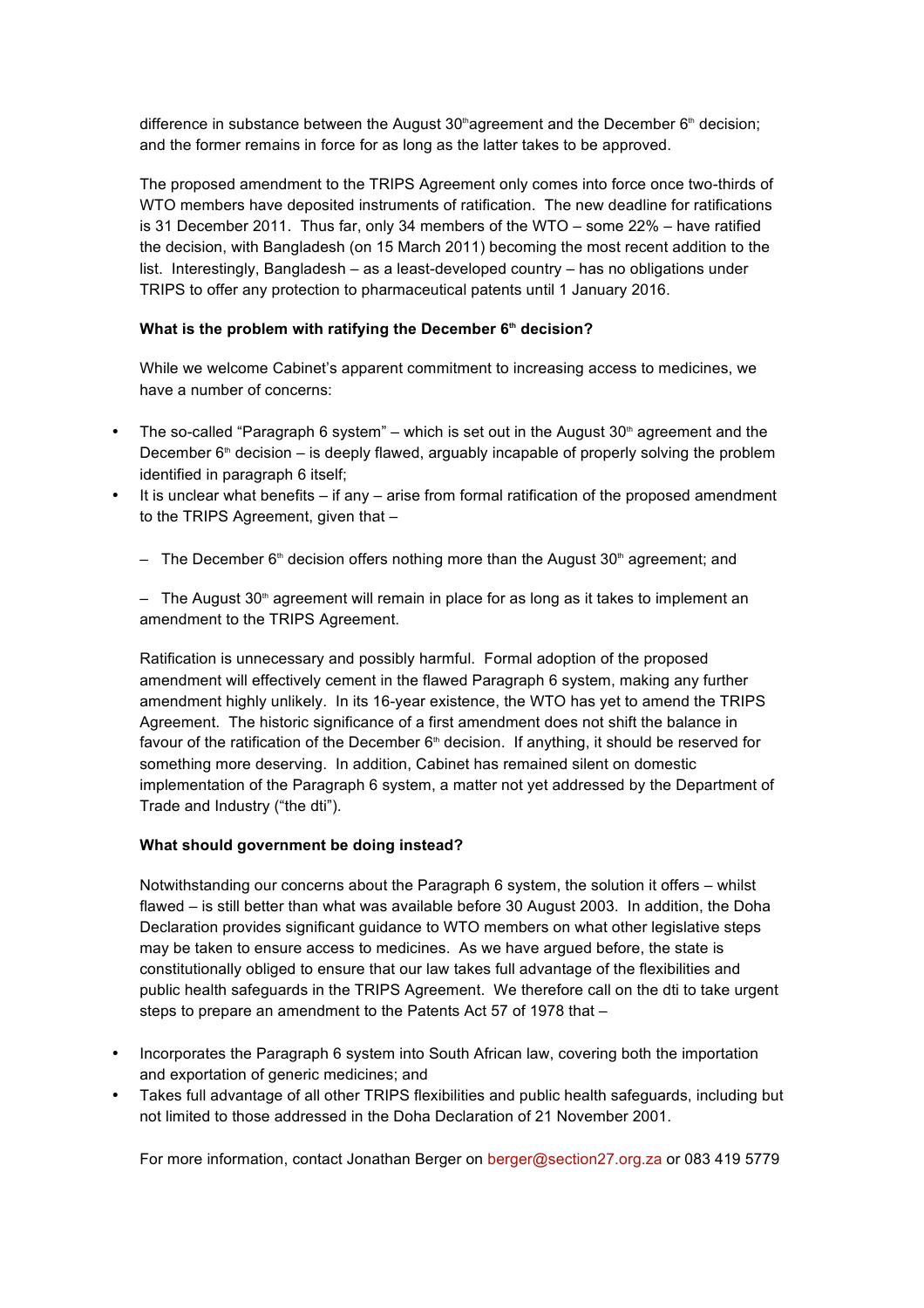difference in substance between the August 30th agreement and the December 6th decision; and the former remains in force for as long as the latter takes to be approved.

The proposed amendment to the TRIPS Agreement only comes into force once two-thirds of WTO members have deposited instruments of ratification. The new deadline for ratifications is 31 December 2011. Thus far, only 34 members of the WTO – some 22% – have ratified the decision, with Bangladesh (on 15 March 2011) becoming the most recent addition to the list. Interestingly, Bangladesh – as a least-developed country – has no obligations under TRIPS to offer any protection to pharmaceutical patents until 1 January 2016.

**What is the problem with ratifying the December 6th decision?**

While we welcome Cabinet's apparent commitment to increasing access to medicines, we have a number of concerns:

- The so-called "Paragraph 6 system" – which is set out in the August 30th agreement and the December 6th decision – is deeply flawed, arguably incapable of properly solving the problem identified in paragraph 6 itself;
- It is unclear what benefits – if any – arise from formal ratification of the proposed amendment to the TRIPS Agreement, given that –
  - The December 6th decision offers nothing more than the August 30th agreement; and
  - The August 30th agreement will remain in place for as long as it takes to implement an amendment to the TRIPS Agreement.

Ratification is unnecessary and possibly harmful. Formal adoption of the proposed amendment will effectively cement in the flawed Paragraph 6 system, making any further amendment highly unlikely. In its 16-year existence, the WTO has yet to amend the TRIPS Agreement. The historic significance of a first amendment does not shift the balance in favour of the ratification of the December 6th decision. If anything, it should be reserved for something more deserving. In addition, Cabinet has remained silent on domestic implementation of the Paragraph 6 system, a matter not yet addressed by the Department of Trade and Industry ("the dti").

**What should government be doing instead?**

Notwithstanding our concerns about the Paragraph 6 system, the solution it offers – whilst flawed – is still better than what was available before 30 August 2003. In addition, the Doha Declaration provides significant guidance to WTO members on what other legislative steps may be taken to ensure access to medicines. As we have argued before, the state is constitutionally obliged to ensure that our law takes full advantage of the flexibilities and public health safeguards in the TRIPS Agreement. We therefore call on the dti to take urgent steps to prepare an amendment to the Patents Act 57 of 1978 that –

- Incorporates the Paragraph 6 system into South African law, covering both the importation and exportation of generic medicines; and
- Takes full advantage of all other TRIPS flexibilities and public health safeguards, including but not limited to those addressed in the Doha Declaration of 21 November 2001.

For more information, contact Jonathan Berger on berger@section27.org.za or 083 419 5779